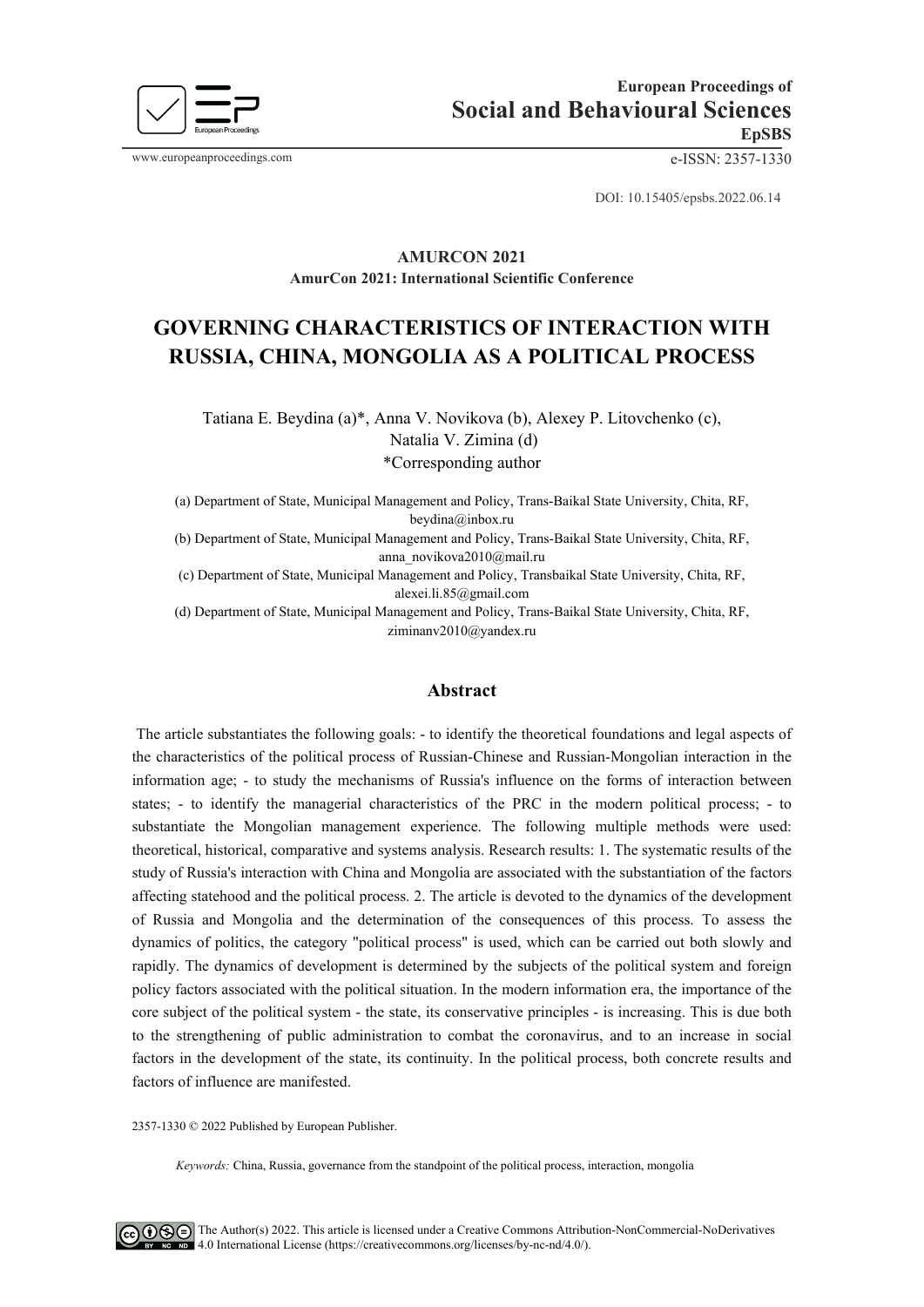**European Proceedings of**
**Social and Behavioural Sciences**
**EpSBS**

www.europeanproceedings.com e-ISSN: 2357-1330

DOI: 10.15405/epsbs.2022.06.14

**AMURCON 2021**
**AmurCon 2021: International Scientific Conference**

# GOVERNING CHARACTERISTICS OF INTERACTION WITH RUSSIA, CHINA, MONGOLIA AS A POLITICAL PROCESS

Tatiana E. Beydina (a)*, Anna V. Novikova (b), Alexey P. Litovchenko (c), Natalia V. Zimina (d)
*Corresponding author

(a) Department of State, Municipal Management and Policy, Trans-Baikal State University, Chita, RF, beydina@inbox.ru
(b) Department of State, Municipal Management and Policy, Trans-Baikal State University, Chita, RF, anna_novikova2010@mail.ru
(c) Department of State, Municipal Management and Policy, Transbaikal State University, Chita, RF, alexei.li.85@gmail.com
(d) Department of State, Municipal Management and Policy, Trans-Baikal State University, Chita, RF, ziminanv2010@yandex.ru

## Abstract

The article substantiates the following goals: - to identify the theoretical foundations and legal aspects of the characteristics of the political process of Russian-Chinese and Russian-Mongolian interaction in the information age; - to study the mechanisms of Russia's influence on the forms of interaction between states; - to identify the managerial characteristics of the PRC in the modern political process; - to substantiate the Mongolian management experience. The following multiple methods were used: theoretical, historical, comparative and systems analysis. Research results: 1. The systematic results of the study of Russia's interaction with China and Mongolia are associated with the substantiation of the factors affecting statehood and the political process. 2. The article is devoted to the dynamics of the development of Russia and Mongolia and the determination of the consequences of this process. To assess the dynamics of politics, the category "political process" is used, which can be carried out both slowly and rapidly. The dynamics of development is determined by the subjects of the political system and foreign policy factors associated with the political situation. In the modern information era, the importance of the core subject of the political system - the state, its conservative principles - is increasing. This is due both to the strengthening of public administration to combat the coronavirus, and to an increase in social factors in the development of the state, its continuity. In the political process, both concrete results and factors of influence are manifested.

2357-1330 © 2022 Published by European Publisher.

*Keywords:* China, Russia, governance from the standpoint of the political process, interaction, mongolia

The Author(s) 2022. This article is licensed under a Creative Commons Attribution-NonCommercial-NoDerivatives 4.0 International License (https://creativecommons.org/licenses/by-nc-nd/4.0/).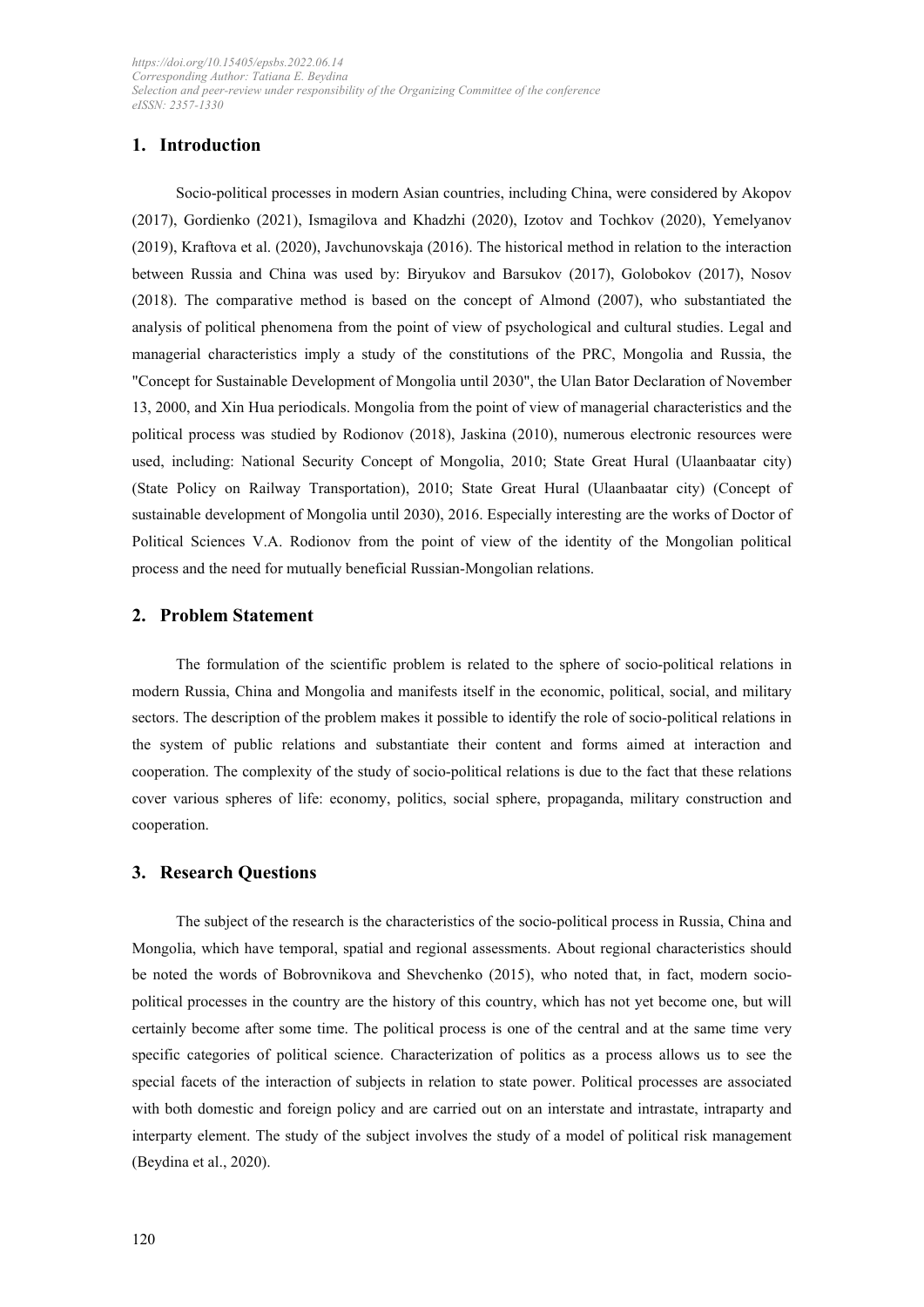## 1. Introduction

Socio-political processes in modern Asian countries, including China, were considered by Akopov (2017), Gordienko (2021), Ismagilova and Khadzhi (2020), Izotov and Tochkov (2020), Yemelyanov (2019), Kraftova et al. (2020), Javchunovskaja (2016). The historical method in relation to the interaction between Russia and China was used by: Biryukov and Barsukov (2017), Golobokov (2017), Nosov (2018). The comparative method is based on the concept of Almond (2007), who substantiated the analysis of political phenomena from the point of view of psychological and cultural studies. Legal and managerial characteristics imply a study of the constitutions of the PRC, Mongolia and Russia, the "Concept for Sustainable Development of Mongolia until 2030", the Ulan Bator Declaration of November 13, 2000, and Xin Hua periodicals. Mongolia from the point of view of managerial characteristics and the political process was studied by Rodionov (2018), Jaskina (2010), numerous electronic resources were used, including: National Security Concept of Mongolia, 2010; State Great Hural (Ulaanbaatar city) (State Policy on Railway Transportation), 2010; State Great Hural (Ulaanbaatar city) (Concept of sustainable development of Mongolia until 2030), 2016. Especially interesting are the works of Doctor of Political Sciences V.A. Rodionov from the point of view of the identity of the Mongolian political process and the need for mutually beneficial Russian-Mongolian relations.

## 2. Problem Statement

The formulation of the scientific problem is related to the sphere of socio-political relations in modern Russia, China and Mongolia and manifests itself in the economic, political, social, and military sectors. The description of the problem makes it possible to identify the role of socio-political relations in the system of public relations and substantiate their content and forms aimed at interaction and cooperation. The complexity of the study of socio-political relations is due to the fact that these relations cover various spheres of life: economy, politics, social sphere, propaganda, military construction and cooperation.

## 3. Research Questions

The subject of the research is the characteristics of the socio-political process in Russia, China and Mongolia, which have temporal, spatial and regional assessments. About regional characteristics should be noted the words of Bobrovnikova and Shevchenko (2015), who noted that, in fact, modern socio-political processes in the country are the history of this country, which has not yet become one, but will certainly become after some time. The political process is one of the central and at the same time very specific categories of political science. Characterization of politics as a process allows us to see the special facets of the interaction of subjects in relation to state power. Political processes are associated with both domestic and foreign policy and are carried out on an interstate and intrastate, intraparty and interparty element. The study of the subject involves the study of a model of political risk management (Beydina et al., 2020).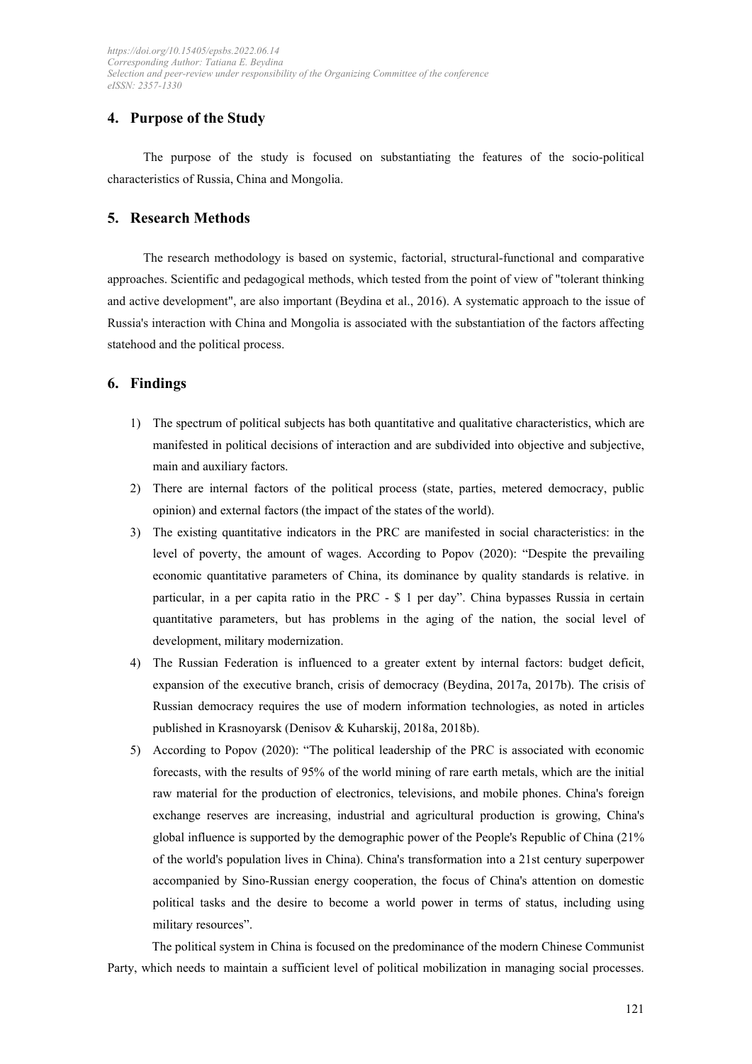## 4. Purpose of the Study

The purpose of the study is focused on substantiating the features of the socio-political characteristics of Russia, China and Mongolia.

## 5. Research Methods

The research methodology is based on systemic, factorial, structural-functional and comparative approaches. Scientific and pedagogical methods, which tested from the point of view of "tolerant thinking and active development", are also important (Beydina et al., 2016). A systematic approach to the issue of Russia's interaction with China and Mongolia is associated with the substantiation of the factors affecting statehood and the political process.

## 6. Findings

1) The spectrum of political subjects has both quantitative and qualitative characteristics, which are manifested in political decisions of interaction and are subdivided into objective and subjective, main and auxiliary factors.
2) There are internal factors of the political process (state, parties, metered democracy, public opinion) and external factors (the impact of the states of the world).
3) The existing quantitative indicators in the PRC are manifested in social characteristics: in the level of poverty, the amount of wages. According to Popov (2020): "Despite the prevailing economic quantitative parameters of China, its dominance by quality standards is relative. in particular, in a per capita ratio in the PRC - $ 1 per day". China bypasses Russia in certain quantitative parameters, but has problems in the aging of the nation, the social level of development, military modernization.
4) The Russian Federation is influenced to a greater extent by internal factors: budget deficit, expansion of the executive branch, crisis of democracy (Beydina, 2017a, 2017b). The crisis of Russian democracy requires the use of modern information technologies, as noted in articles published in Krasnoyarsk (Denisov & Kuharskij, 2018a, 2018b).
5) According to Popov (2020): "The political leadership of the PRC is associated with economic forecasts, with the results of 95% of the world mining of rare earth metals, which are the initial raw material for the production of electronics, televisions, and mobile phones. China's foreign exchange reserves are increasing, industrial and agricultural production is growing, China's global influence is supported by the demographic power of the People's Republic of China (21% of the world's population lives in China). China's transformation into a 21st century superpower accompanied by Sino-Russian energy cooperation, the focus of China's attention on domestic political tasks and the desire to become a world power in terms of status, including using military resources".

The political system in China is focused on the predominance of the modern Chinese Communist Party, which needs to maintain a sufficient level of political mobilization in managing social processes.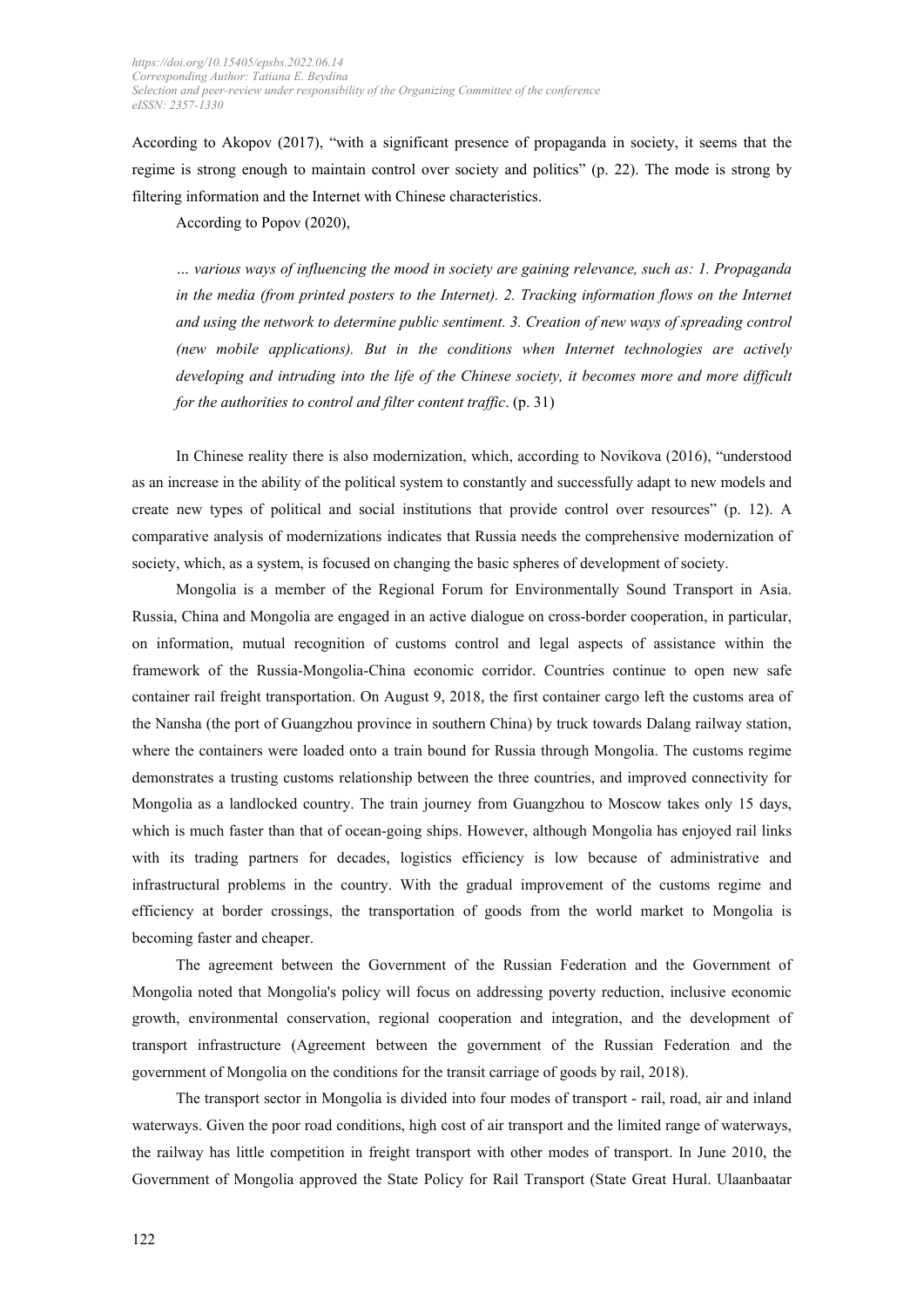According to Akopov (2017), "with a significant presence of propaganda in society, it seems that the regime is strong enough to maintain control over society and politics" (p. 22). The mode is strong by filtering information and the Internet with Chinese characteristics.

According to Popov (2020),

> *… various ways of influencing the mood in society are gaining relevance, such as: 1. Propaganda in the media (from printed posters to the Internet). 2. Tracking information flows on the Internet and using the network to determine public sentiment. 3. Creation of new ways of spreading control (new mobile applications). But in the conditions when Internet technologies are actively developing and intruding into the life of the Chinese society, it becomes more and more difficult for the authorities to control and filter content traffic*. (p. 31)

In Chinese reality there is also modernization, which, according to Novikova (2016), "understood as an increase in the ability of the political system to constantly and successfully adapt to new models and create new types of political and social institutions that provide control over resources" (p. 12). A comparative analysis of modernizations indicates that Russia needs the comprehensive modernization of society, which, as a system, is focused on changing the basic spheres of development of society.

Mongolia is a member of the Regional Forum for Environmentally Sound Transport in Asia. Russia, China and Mongolia are engaged in an active dialogue on cross-border cooperation, in particular, on information, mutual recognition of customs control and legal aspects of assistance within the framework of the Russia-Mongolia-China economic corridor. Countries continue to open new safe container rail freight transportation. On August 9, 2018, the first container cargo left the customs area of the Nansha (the port of Guangzhou province in southern China) by truck towards Dalang railway station, where the containers were loaded onto a train bound for Russia through Mongolia. The customs regime demonstrates a trusting customs relationship between the three countries, and improved connectivity for Mongolia as a landlocked country. The train journey from Guangzhou to Moscow takes only 15 days, which is much faster than that of ocean-going ships. However, although Mongolia has enjoyed rail links with its trading partners for decades, logistics efficiency is low because of administrative and infrastructural problems in the country. With the gradual improvement of the customs regime and efficiency at border crossings, the transportation of goods from the world market to Mongolia is becoming faster and cheaper.

The agreement between the Government of the Russian Federation and the Government of Mongolia noted that Mongolia's policy will focus on addressing poverty reduction, inclusive economic growth, environmental conservation, regional cooperation and integration, and the development of transport infrastructure (Agreement between the government of the Russian Federation and the government of Mongolia on the conditions for the transit carriage of goods by rail, 2018).

The transport sector in Mongolia is divided into four modes of transport - rail, road, air and inland waterways. Given the poor road conditions, high cost of air transport and the limited range of waterways, the railway has little competition in freight transport with other modes of transport. In June 2010, the Government of Mongolia approved the State Policy for Rail Transport (State Great Hural. Ulaanbaatar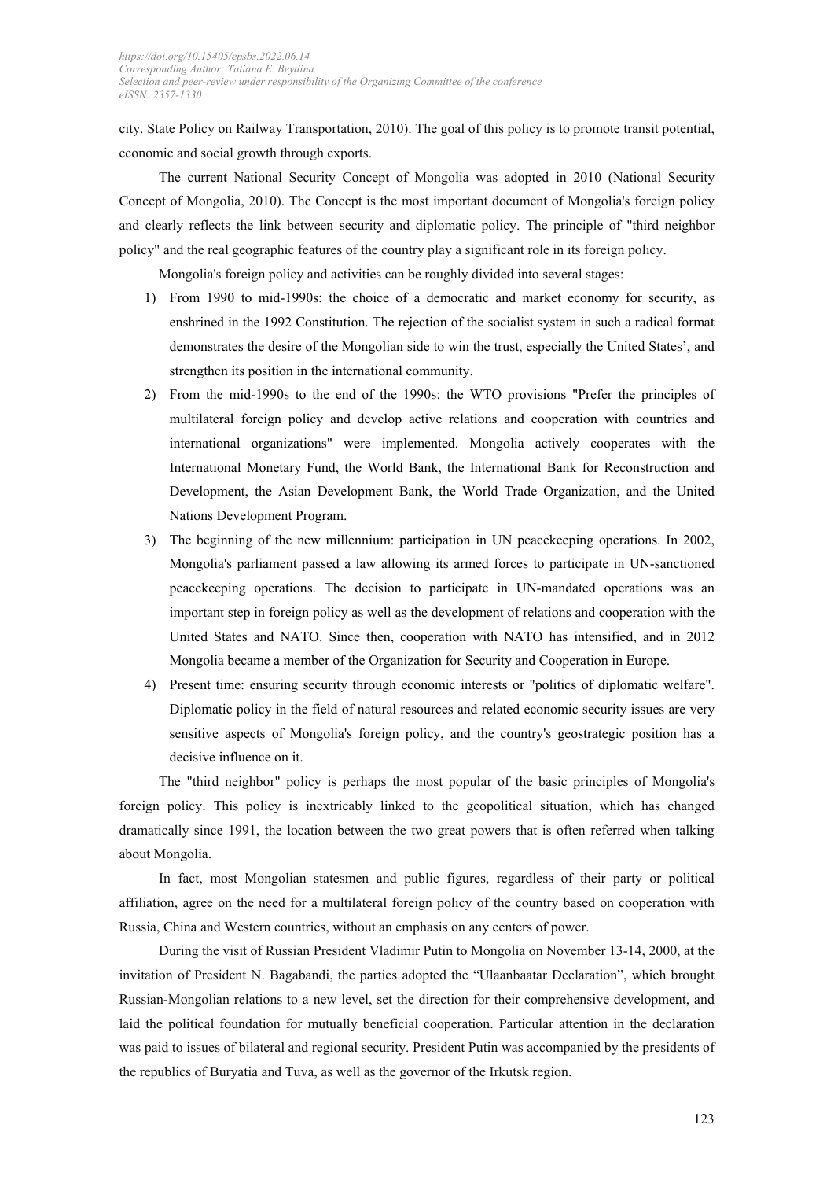city. State Policy on Railway Transportation, 2010). The goal of this policy is to promote transit potential, economic and social growth through exports.

The current National Security Concept of Mongolia was adopted in 2010 (National Security Concept of Mongolia, 2010). The Concept is the most important document of Mongolia's foreign policy and clearly reflects the link between security and diplomatic policy. The principle of "third neighbor policy" and the real geographic features of the country play a significant role in its foreign policy.

Mongolia's foreign policy and activities can be roughly divided into several stages:

1) From 1990 to mid-1990s: the choice of a democratic and market economy for security, as enshrined in the 1992 Constitution. The rejection of the socialist system in such a radical format demonstrates the desire of the Mongolian side to win the trust, especially the United States', and strengthen its position in the international community.
2) From the mid-1990s to the end of the 1990s: the WTO provisions "Prefer the principles of multilateral foreign policy and develop active relations and cooperation with countries and international organizations" were implemented. Mongolia actively cooperates with the International Monetary Fund, the World Bank, the International Bank for Reconstruction and Development, the Asian Development Bank, the World Trade Organization, and the United Nations Development Program.
3) The beginning of the new millennium: participation in UN peacekeeping operations. In 2002, Mongolia's parliament passed a law allowing its armed forces to participate in UN-sanctioned peacekeeping operations. The decision to participate in UN-mandated operations was an important step in foreign policy as well as the development of relations and cooperation with the United States and NATO. Since then, cooperation with NATO has intensified, and in 2012 Mongolia became a member of the Organization for Security and Cooperation in Europe.
4) Present time: ensuring security through economic interests or "politics of diplomatic welfare". Diplomatic policy in the field of natural resources and related economic security issues are very sensitive aspects of Mongolia's foreign policy, and the country's geostrategic position has a decisive influence on it.

The "third neighbor" policy is perhaps the most popular of the basic principles of Mongolia's foreign policy. This policy is inextricably linked to the geopolitical situation, which has changed dramatically since 1991, the location between the two great powers that is often referred when talking about Mongolia.

In fact, most Mongolian statesmen and public figures, regardless of their party or political affiliation, agree on the need for a multilateral foreign policy of the country based on cooperation with Russia, China and Western countries, without an emphasis on any centers of power.

During the visit of Russian President Vladimir Putin to Mongolia on November 13-14, 2000, at the invitation of President N. Bagabandi, the parties adopted the "Ulaanbaatar Declaration", which brought Russian-Mongolian relations to a new level, set the direction for their comprehensive development, and laid the political foundation for mutually beneficial cooperation. Particular attention in the declaration was paid to issues of bilateral and regional security. President Putin was accompanied by the presidents of the republics of Buryatia and Tuva, as well as the governor of the Irkutsk region.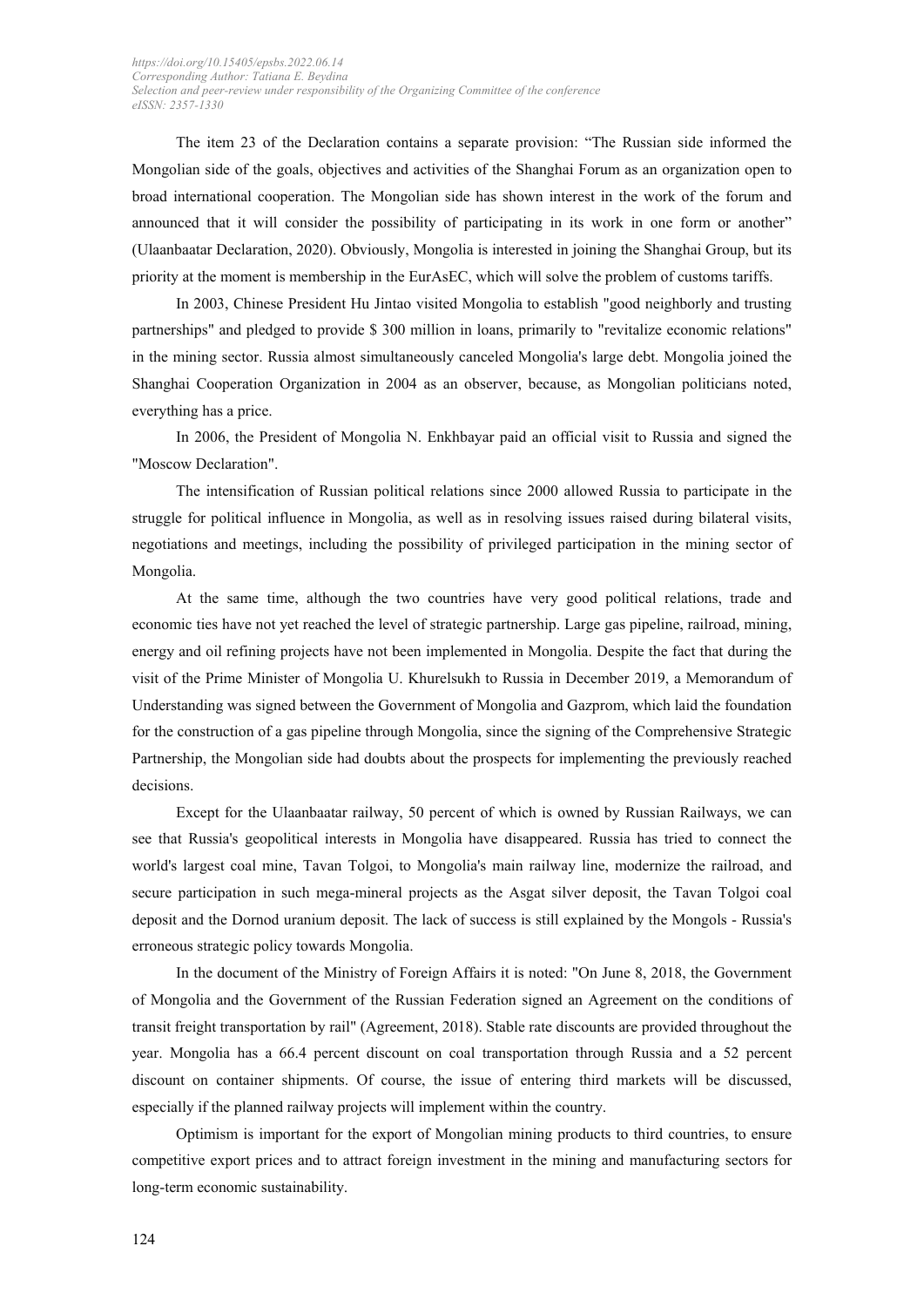The item 23 of the Declaration contains a separate provision: "The Russian side informed the Mongolian side of the goals, objectives and activities of the Shanghai Forum as an organization open to broad international cooperation. The Mongolian side has shown interest in the work of the forum and announced that it will consider the possibility of participating in its work in one form or another" (Ulaanbaatar Declaration, 2020). Obviously, Mongolia is interested in joining the Shanghai Group, but its priority at the moment is membership in the EurAsEC, which will solve the problem of customs tariffs.

In 2003, Chinese President Hu Jintao visited Mongolia to establish "good neighborly and trusting partnerships" and pledged to provide $ 300 million in loans, primarily to "revitalize economic relations" in the mining sector. Russia almost simultaneously canceled Mongolia's large debt. Mongolia joined the Shanghai Cooperation Organization in 2004 as an observer, because, as Mongolian politicians noted, everything has a price.

In 2006, the President of Mongolia N. Enkhbayar paid an official visit to Russia and signed the "Moscow Declaration".

The intensification of Russian political relations since 2000 allowed Russia to participate in the struggle for political influence in Mongolia, as well as in resolving issues raised during bilateral visits, negotiations and meetings, including the possibility of privileged participation in the mining sector of Mongolia.

At the same time, although the two countries have very good political relations, trade and economic ties have not yet reached the level of strategic partnership. Large gas pipeline, railroad, mining, energy and oil refining projects have not been implemented in Mongolia. Despite the fact that during the visit of the Prime Minister of Mongolia U. Khurelsukh to Russia in December 2019, a Memorandum of Understanding was signed between the Government of Mongolia and Gazprom, which laid the foundation for the construction of a gas pipeline through Mongolia, since the signing of the Comprehensive Strategic Partnership, the Mongolian side had doubts about the prospects for implementing the previously reached decisions.

Except for the Ulaanbaatar railway, 50 percent of which is owned by Russian Railways, we can see that Russia's geopolitical interests in Mongolia have disappeared. Russia has tried to connect the world's largest coal mine, Tavan Tolgoi, to Mongolia's main railway line, modernize the railroad, and secure participation in such mega-mineral projects as the Asgat silver deposit, the Tavan Tolgoi coal deposit and the Dornod uranium deposit. The lack of success is still explained by the Mongols - Russia's erroneous strategic policy towards Mongolia.

In the document of the Ministry of Foreign Affairs it is noted: "On June 8, 2018, the Government of Mongolia and the Government of the Russian Federation signed an Agreement on the conditions of transit freight transportation by rail" (Agreement, 2018). Stable rate discounts are provided throughout the year. Mongolia has a 66.4 percent discount on coal transportation through Russia and a 52 percent discount on container shipments. Of course, the issue of entering third markets will be discussed, especially if the planned railway projects will implement within the country.

Optimism is important for the export of Mongolian mining products to third countries, to ensure competitive export prices and to attract foreign investment in the mining and manufacturing sectors for long-term economic sustainability.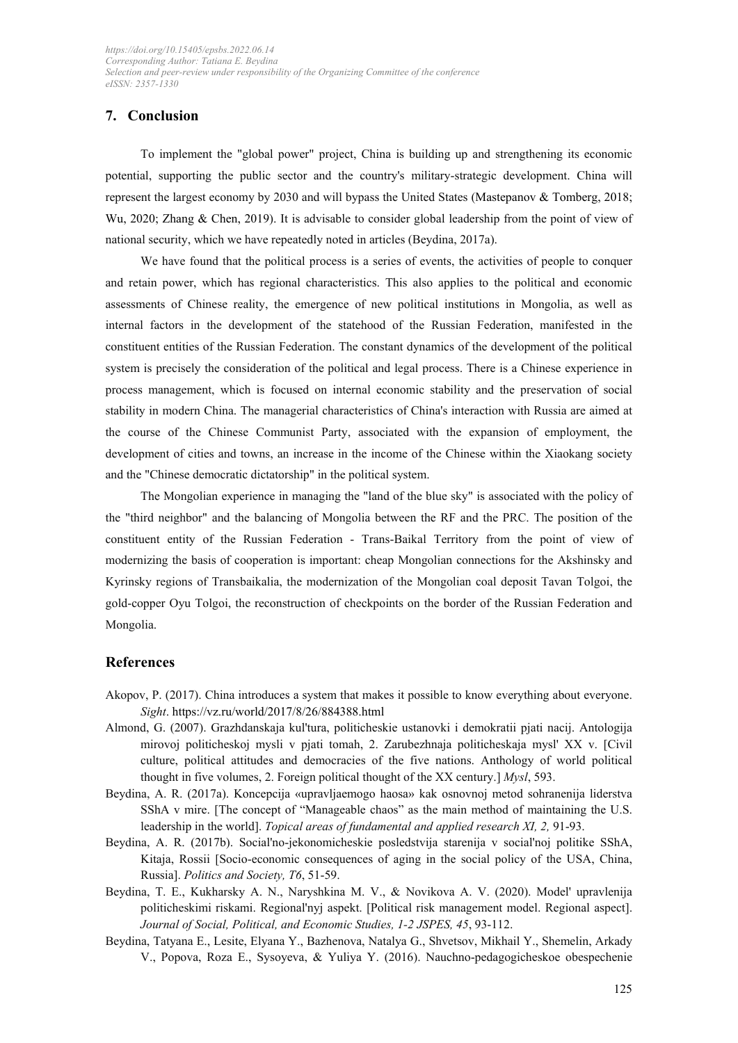## 7. Conclusion

To implement the "global power" project, China is building up and strengthening its economic potential, supporting the public sector and the country's military-strategic development. China will represent the largest economy by 2030 and will bypass the United States (Mastepanov & Tomberg, 2018; Wu, 2020; Zhang & Chen, 2019). It is advisable to consider global leadership from the point of view of national security, which we have repeatedly noted in articles (Beydina, 2017a).

We have found that the political process is a series of events, the activities of people to conquer and retain power, which has regional characteristics. This also applies to the political and economic assessments of Chinese reality, the emergence of new political institutions in Mongolia, as well as internal factors in the development of the statehood of the Russian Federation, manifested in the constituent entities of the Russian Federation. The constant dynamics of the development of the political system is precisely the consideration of the political and legal process. There is a Chinese experience in process management, which is focused on internal economic stability and the preservation of social stability in modern China. The managerial characteristics of China's interaction with Russia are aimed at the course of the Chinese Communist Party, associated with the expansion of employment, the development of cities and towns, an increase in the income of the Chinese within the Xiaokang society and the "Chinese democratic dictatorship" in the political system.

The Mongolian experience in managing the "land of the blue sky" is associated with the policy of the "third neighbor" and the balancing of Mongolia between the RF and the PRC. The position of the constituent entity of the Russian Federation - Trans-Baikal Territory from the point of view of modernizing the basis of cooperation is important: cheap Mongolian connections for the Akshinsky and Kyrinsky regions of Transbaikalia, the modernization of the Mongolian coal deposit Tavan Tolgoi, the gold-copper Oyu Tolgoi, the reconstruction of checkpoints on the border of the Russian Federation and Mongolia.

## References

Akopov, P. (2017). China introduces a system that makes it possible to know everything about everyone. *Sight*. https://vz.ru/world/2017/8/26/884388.html

Almond, G. (2007). Grazhdanskaja kul'tura, politicheskie ustanovki i demokratii pjati nacij. Antologija mirovoj politicheskoj mysli v pjati tomah, 2. Zarubezhnaja politicheskaja mysl' XX v. [Civil culture, political attitudes and democracies of the five nations. Anthology of world political thought in five volumes, 2. Foreign political thought of the XX century.] *Mysl*, 593.

Beydina, A. R. (2017a). Koncepcija «upravljaemogo haosa» kak osnovnoj metod sohranenija liderstva SShA v mire. [The concept of "Manageable chaos" as the main method of maintaining the U.S. leadership in the world]. *Topical areas of fundamental and applied research XI, 2,* 91-93.

Beydina, A. R. (2017b). Social'no-jekonomicheskie posledstvija starenija v social'noj politike SShA, Kitaja, Rossii [Socio-economic consequences of aging in the social policy of the USA, China, Russia]. *Politics and Society, T6*, 51-59.

Beydina, T. E., Kukharsky A. N., Naryshkina M. V., & Novikova A. V. (2020). Model' upravlenija politicheskimi riskami. Regional'nyj aspekt. [Political risk management model. Regional aspect]. *Journal of Social, Political, and Economic Studies, 1-2 JSPES, 45*, 93-112.

Beydina, Tatyana E., Lesite, Elyana Y., Bazhenova, Natalya G., Shvetsov, Mikhail Y., Shemelin, Arkady V., Popova, Roza E., Sysoyeva, & Yuliya Y. (2016). Nauchno-pedagogicheskoe obespechenie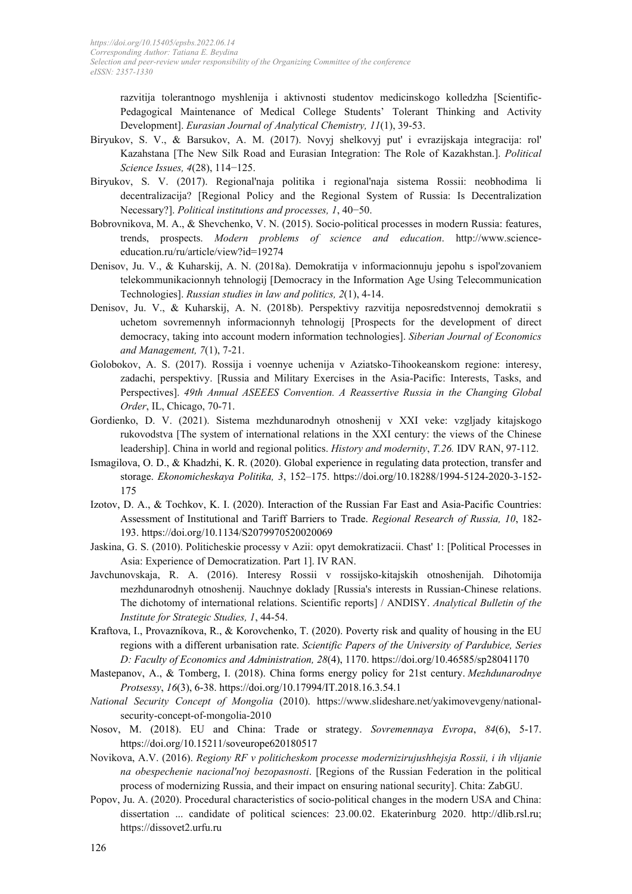razvitija tolerantnogo myshlenija i aktivnosti studentov medicinskogo kolledzha [Scientific-Pedagogical Maintenance of Medical College Students' Tolerant Thinking and Activity Development]. *Eurasian Journal of Analytical Chemistry, 11*(1), 39-53.

Biryukov, S. V., & Barsukov, A. M. (2017). Novyj shelkovyj put' i evrazijskaja integracija: rol' Kazahstana [The New Silk Road and Eurasian Integration: The Role of Kazakhstan.]. *Political Science Issues, 4*(28), 114−125.

Biryukov, S. V. (2017). Regional'naja politika i regional'naja sistema Rossii: neobhodima li decentralizacija? [Regional Policy and the Regional System of Russia: Is Decentralization Necessary?]. *Political institutions and processes, 1*, 40−50.

Bobrovnikova, M. A., & Shevchenko, V. N. (2015). Socio-political processes in modern Russia: features, trends, prospects. *Modern problems of science and education*. http://www.science-education.ru/ru/article/view?id=19274

Denisov, Ju. V., & Kuharskij, A. N. (2018a). Demokratija v informacionnuju jepohu s ispol'zovaniem telekommunikacionnyh tehnologij [Democracy in the Information Age Using Telecommunication Technologies]. *Russian studies in law and politics, 2*(1), 4-14.

Denisov, Ju. V., & Kuharskij, A. N. (2018b). Perspektivy razvitija neposredstvennoj demokratii s uchetom sovremennyh informacionnyh tehnologij [Prospects for the development of direct democracy, taking into account modern information technologies]. *Siberian Journal of Economics and Management, 7*(1), 7-21.

Golobokov, A. S. (2017). Rossija i voennye uchenija v Aziatsko-Tihookeanskom regione: interesy, zadachi, perspektivy. [Russia and Military Exercises in the Asia-Pacific: Interests, Tasks, and Perspectives]. *49th Annual ASEEES Convention. A Reassertive Russia in the Changing Global Order*, IL, Chicago, 70-71.

Gordienko, D. V. (2021). Sistema mezhdunarodnyh otnoshenij v XXI veke: vzgljady kitajskogo rukovodstva [The system of international relations in the XXI century: the views of the Chinese leadership]. China in world and regional politics. *History and modernity*, *T.26.* IDV RAN, 97-112.

Ismagilova, O. D., & Khadzhi, K. R. (2020). Global experience in regulating data protection, transfer and storage. *Ekonomicheskaya Politika, 3*, 152–175. https://doi.org/10.18288/1994-5124-2020-3-152-175

Izotov, D. A., & Tochkov, K. I. (2020). Interaction of the Russian Far East and Asia-Pacific Countries: Assessment of Institutional and Tariff Barriers to Trade. *Regional Research of Russia, 10*, 182-193. https://doi.org/10.1134/S2079970520020069

Jaskina, G. S. (2010). Politicheskie processy v Azii: opyt demokratizacii. Chast' 1: [Political Processes in Asia: Experience of Democratization. Part 1]. IV RAN.

Javchunovskaja, R. A. (2016). Interesy Rossii v rossijsko-kitajskih otnoshenijah. Dihotomija mezhdunarodnyh otnoshenij. Nauchnye doklady [Russia's interests in Russian-Chinese relations. The dichotomy of international relations. Scientific reports] / ANDISY. *Analytical Bulletin of the Institute for Strategic Studies, 1*, 44-54.

Kraftova, I., Provazníkova, R., & Korovchenko, T. (2020). Poverty risk and quality of housing in the EU regions with a different urbanisation rate. *Scientific Papers of the University of Pardubice, Series D: Faculty of Economics and Administration, 28*(4), 1170. https://doi.org/10.46585/sp28041170

Mastepanov, A., & Tomberg, I. (2018). China forms energy policy for 21st century. *Mezhdunarodnye Protsessy*, *16*(3), 6-38. https://doi.org/10.17994/IT.2018.16.3.54.1

*National Security Concept of Mongolia* (2010). https://www.slideshare.net/yakimovevgeny/national-security-concept-of-mongolia-2010

Nosov, M. (2018). EU and China: Trade or strategy. *Sovremennaya Evropa*, *84*(6), 5-17. https://doi.org/10.15211/soveurope620180517

Novikova, A.V. (2016). *Regiony RF v politicheskom processe modernizirujushhejsja Rossii, i ih vlijanie na obespechenie nacional'noj bezopasnosti*. [Regions of the Russian Federation in the political process of modernizing Russia, and their impact on ensuring national security]. Chita: ZabGU.

Popov, Ju. A. (2020). Procedural characteristics of socio-political changes in the modern USA and China: dissertation ... candidate of political sciences: 23.00.02. Ekaterinburg 2020. http://dlib.rsl.ru; https://dissovet2.urfu.ru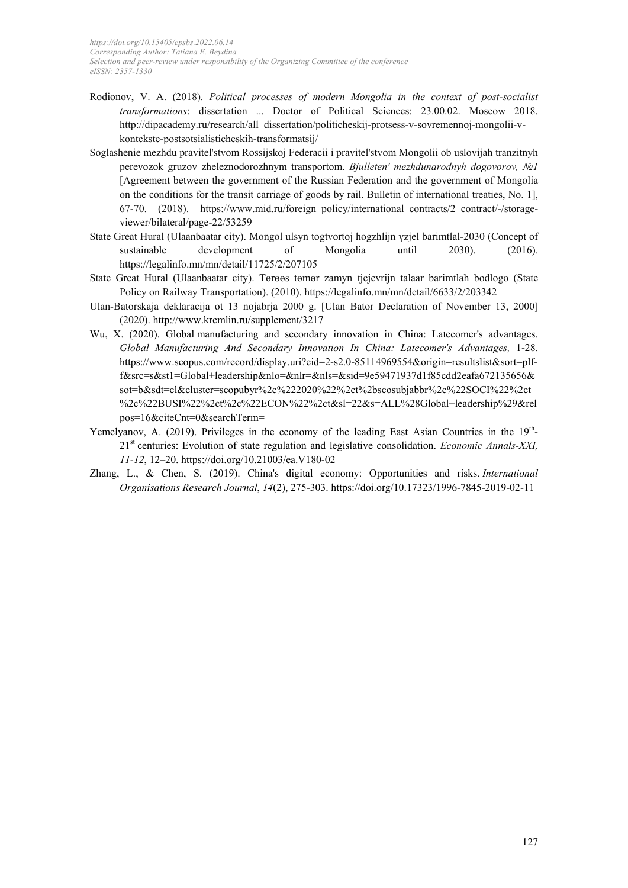Rodionov, V. A. (2018). *Political processes of modern Mongolia in the context of post-socialist transformations*: dissertation ... Doctor of Political Sciences: 23.00.02. Moscow 2018. http://dipacademy.ru/research/all_dissertation/politicheskij-protsess-v-sovremennoj-mongolii-v-kontekste-postsotsialisticheskih-transformatsij/

Soglashenie mezhdu pravitel'stvom Rossijskoj Federacii i pravitel'stvom Mongolii ob uslovijah tranzitnyh perevozok gruzov zheleznodorozhnym transportom. *Bjulleten' mezhdunarodnyh dogovorov, №1* [Agreement between the government of the Russian Federation and the government of Mongolia on the conditions for the transit carriage of goods by rail. Bulletin of international treaties, No. 1], 67-70. (2018). https://www.mid.ru/foreign_policy/international_contracts/2_contract/-/storage-viewer/bilateral/page-22/53259

State Great Hural (Ulaanbaatar city). Mongol ulsyn togtvortoj hөgzhlijn үzjel barimtlal-2030 (Concept of sustainable development of Mongolia until 2030). (2016). https://legalinfo.mn/mn/detail/11725/2/207105

State Great Hural (Ulaanbaatar city). Tөrөөs tөmөr zamyn tjejevrijn talaar barimtlah bodlogo (State Policy on Railway Transportation). (2010). https://legalinfo.mn/mn/detail/6633/2/203342

Ulan-Batorskaja deklaracija ot 13 nojabrja 2000 g. [Ulan Bator Declaration of November 13, 2000] (2020). http://www.kremlin.ru/supplement/3217

Wu, X. (2020). Global manufacturing and secondary innovation in China: Latecomer's advantages. *Global Manufacturing And Secondary Innovation In China: Latecomer's Advantages,* 1-28. https://www.scopus.com/record/display.uri?eid=2-s2.0-85114969554&origin=resultslist&sort=plf-f&src=s&st1=Global+leadership&nlo=&nlr=&nls=&sid=9e59471937d1f85cdd2eafa672135656&sot=b&sdt=cl&cluster=scopubyr%2c%222020%22%2ct%2bscosubjabbr%2c%22SOCI%22%2ct%2c%22BUSI%22%2ct%2c%22ECON%22%2ct&sl=22&s=ALL%28Global+leadership%29&relpos=16&citeCnt=0&searchTerm=

Yemelyanov, A. (2019). Privileges in the economy of the leading East Asian Countries in the 19th-21st centuries: Evolution of state regulation and legislative consolidation. *Economic Annals-XXI, 11-12*, 12–20. https://doi.org/10.21003/ea.V180-02

Zhang, L., & Chen, S. (2019). China's digital economy: Opportunities and risks. *International Organisations Research Journal*, *14*(2), 275-303. https://doi.org/10.17323/1996-7845-2019-02-11